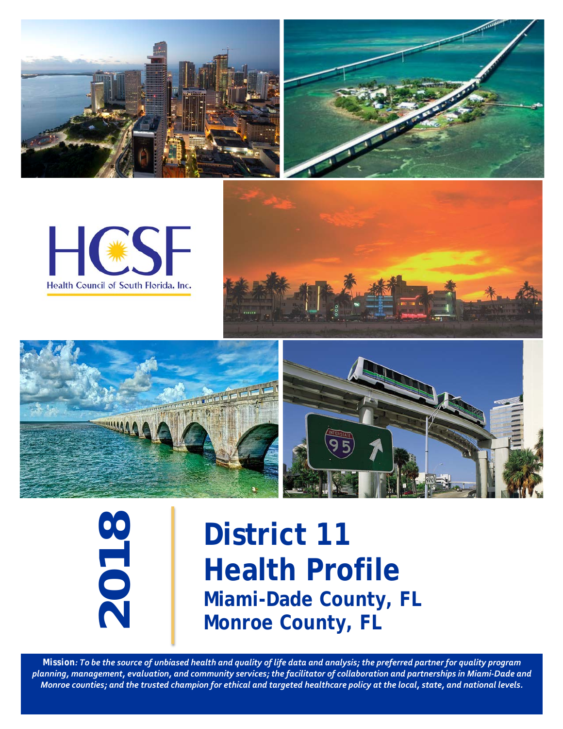HCSF

Health Council of South Florida, Inc.

2018

# District 11 Health Profile

## Miami-Dade County, FL

## Monroe County, FL

**Mission**: *To be the source of unbiased health and quality of life data and analysis; the preferred partner for quality program planning, management, evaluation, and community services; the facilitator of collaboration and partnerships in Miami-Dade and Monroe counties; and the trusted champion for ethical and targeted healthcare policy at the local, state, and national levels.*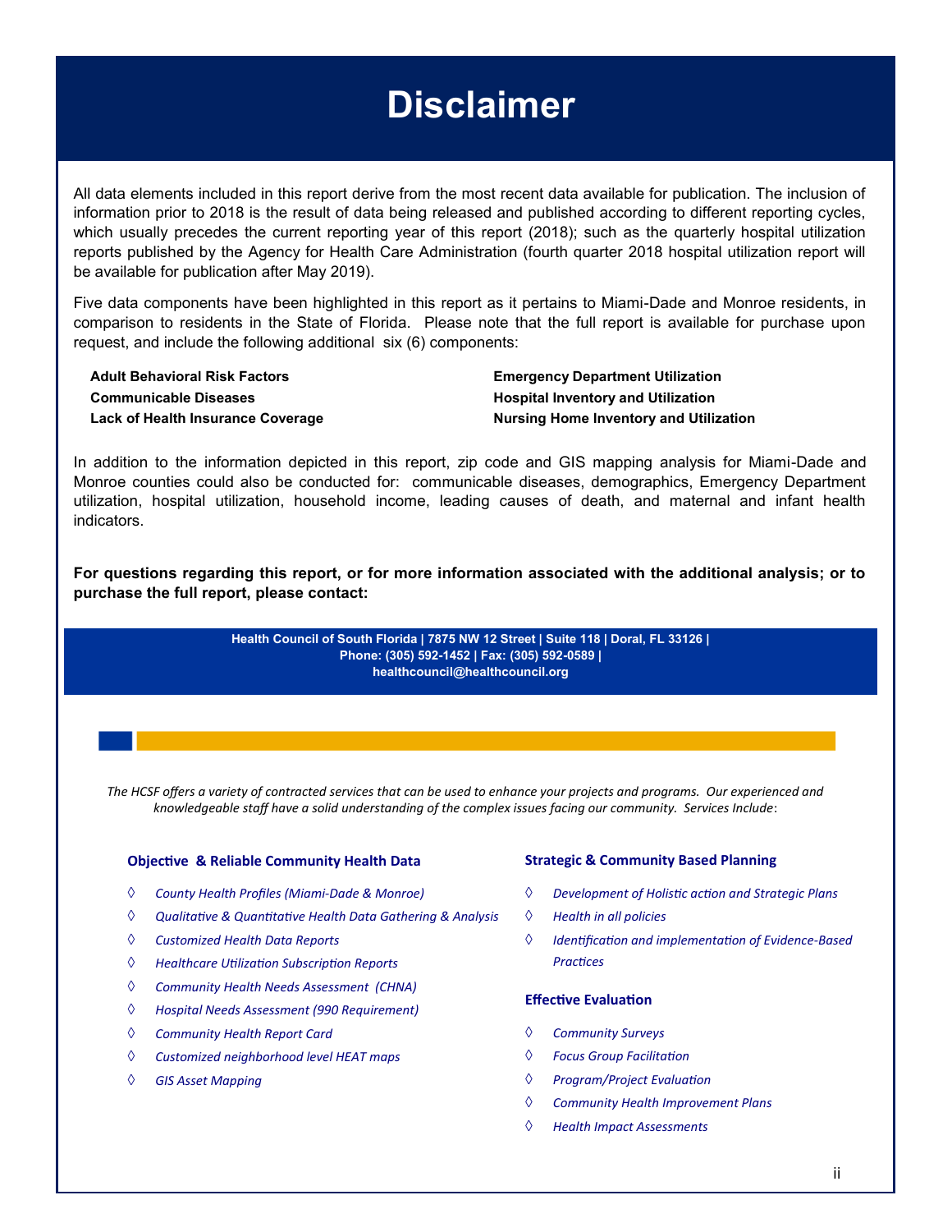# Disclaimer

All data elements included in this report derive from the most recent data available for publication. The inclusion of information prior to 2018 is the result of data being released and published according to different reporting cycles, which usually precedes the current reporting year of this report (2018); such as the quarterly hospital utilization reports published by the Agency for Health Care Administration (fourth quarter 2018 hospital utilization report will be available for publication after May 2019).

Five data components have been highlighted in this report as it pertains to Miami-Dade and Monroe residents, in comparison to residents in the State of Florida. Please note that the full report is available for purchase upon request, and include the following additional six (6) components:

- **Adult Behavioral Risk Factors**
- **Communicable Diseases**
- **Lack of Health Insurance Coverage**
- **Emergency Department Utilization**
- **Hospital Inventory and Utilization**
- **Nursing Home Inventory and Utilization**

In addition to the information depicted in this report, zip code and GIS mapping analysis for Miami-Dade and Monroe counties could also be conducted for: communicable diseases, demographics, Emergency Department utilization, hospital utilization, household income, leading causes of death, and maternal and infant health indicators.

**For questions regarding this report, or for more information associated with the additional analysis; or to purchase the full report, please contact:**

**Health Council of South Florida | 7875 NW 12 Street | Suite 118 | Doral, FL 33126 |**
**Phone: (305) 592-1452 | Fax: (305) 592-0589 |**
**healthcouncil@healthcouncil.org**

*The HCSF offers a variety of contracted services that can be used to enhance your projects and programs. Our experienced and knowledgeable staff have a solid understanding of the complex issues facing our community. Services Include*:

### Objective & Reliable Community Health Data

- *County Health Profiles (Miami-Dade & Monroe)*
- *Qualitative & Quantitative Health Data Gathering & Analysis*
- *Customized Health Data Reports*
- *Healthcare Utilization Subscription Reports*
- *Community Health Needs Assessment (CHNA)*
- *Hospital Needs Assessment (990 Requirement)*
- *Community Health Report Card*
- *Customized neighborhood level HEAT maps*
- *GIS Asset Mapping*

### Strategic & Community Based Planning

- *Development of Holistic action and Strategic Plans*
- *Health in all policies*
- *Identification and implementation of Evidence-Based Practices*

### Effective Evaluation

- *Community Surveys*
- *Focus Group Facilitation*
- *Program/Project Evaluation*
- *Community Health Improvement Plans*
- *Health Impact Assessments*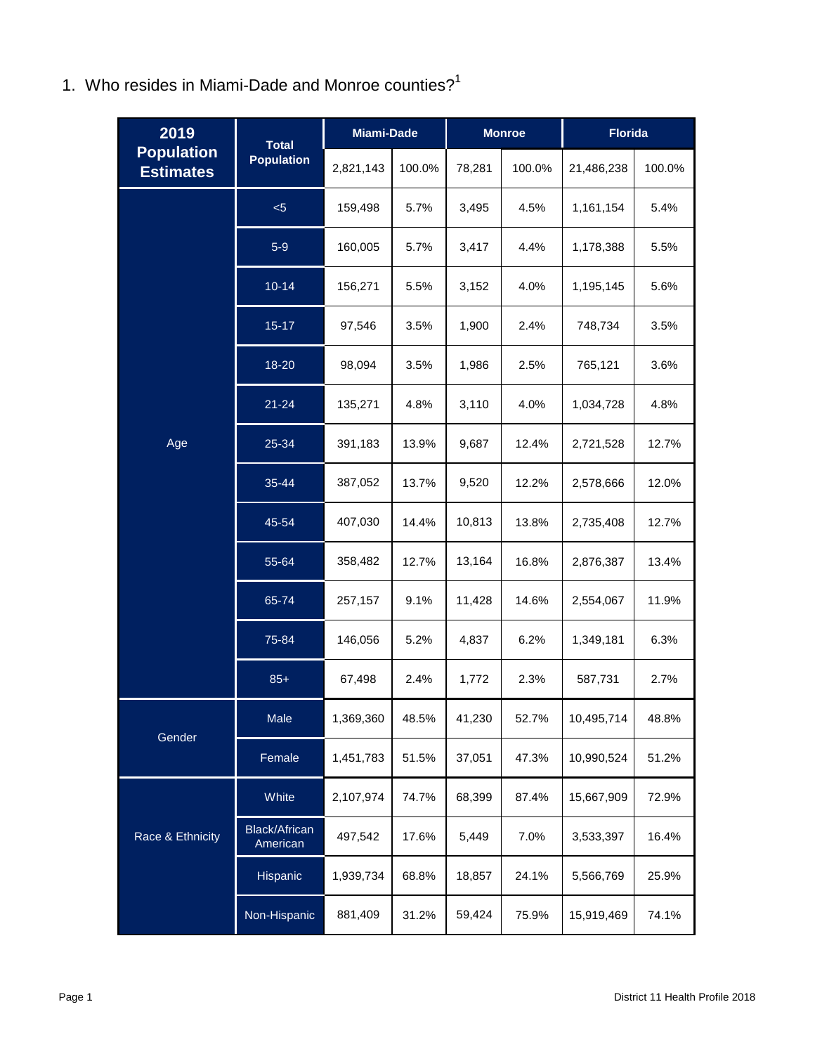1. Who resides in Miami-Dade and Monroe counties?[1]

| 2019 Population Estimates | Total Population | Miami-Dade | | Monroe | | Florida | |
|---|---|---|---|---|---|---|---|
| | | 2,821,143 | 100.0% | 78,281 | 100.0% | 21,486,238 | 100.0% |
| Age | <5 | 159,498 | 5.7% | 3,495 | 4.5% | 1,161,154 | 5.4% |
| | 5-9 | 160,005 | 5.7% | 3,417 | 4.4% | 1,178,388 | 5.5% |
| | 10-14 | 156,271 | 5.5% | 3,152 | 4.0% | 1,195,145 | 5.6% |
| | 15-17 | 97,546 | 3.5% | 1,900 | 2.4% | 748,734 | 3.5% |
| | 18-20 | 98,094 | 3.5% | 1,986 | 2.5% | 765,121 | 3.6% |
| | 21-24 | 135,271 | 4.8% | 3,110 | 4.0% | 1,034,728 | 4.8% |
| | 25-34 | 391,183 | 13.9% | 9,687 | 12.4% | 2,721,528 | 12.7% |
| | 35-44 | 387,052 | 13.7% | 9,520 | 12.2% | 2,578,666 | 12.0% |
| | 45-54 | 407,030 | 14.4% | 10,813 | 13.8% | 2,735,408 | 12.7% |
| | 55-64 | 358,482 | 12.7% | 13,164 | 16.8% | 2,876,387 | 13.4% |
| | 65-74 | 257,157 | 9.1% | 11,428 | 14.6% | 2,554,067 | 11.9% |
| | 75-84 | 146,056 | 5.2% | 4,837 | 6.2% | 1,349,181 | 6.3% |
| | 85+ | 67,498 | 2.4% | 1,772 | 2.3% | 587,731 | 2.7% |
| Gender | Male | 1,369,360 | 48.5% | 41,230 | 52.7% | 10,495,714 | 48.8% |
| | Female | 1,451,783 | 51.5% | 37,051 | 47.3% | 10,990,524 | 51.2% |
| Race & Ethnicity | White | 2,107,974 | 74.7% | 68,399 | 87.4% | 15,667,909 | 72.9% |
| | Black/African American | 497,542 | 17.6% | 5,449 | 7.0% | 3,533,397 | 16.4% |
| | Hispanic | 1,939,734 | 68.8% | 18,857 | 24.1% | 5,566,769 | 25.9% |
| | Non-Hispanic | 881,409 | 31.2% | 59,424 | 75.9% | 15,919,469 | 74.1% |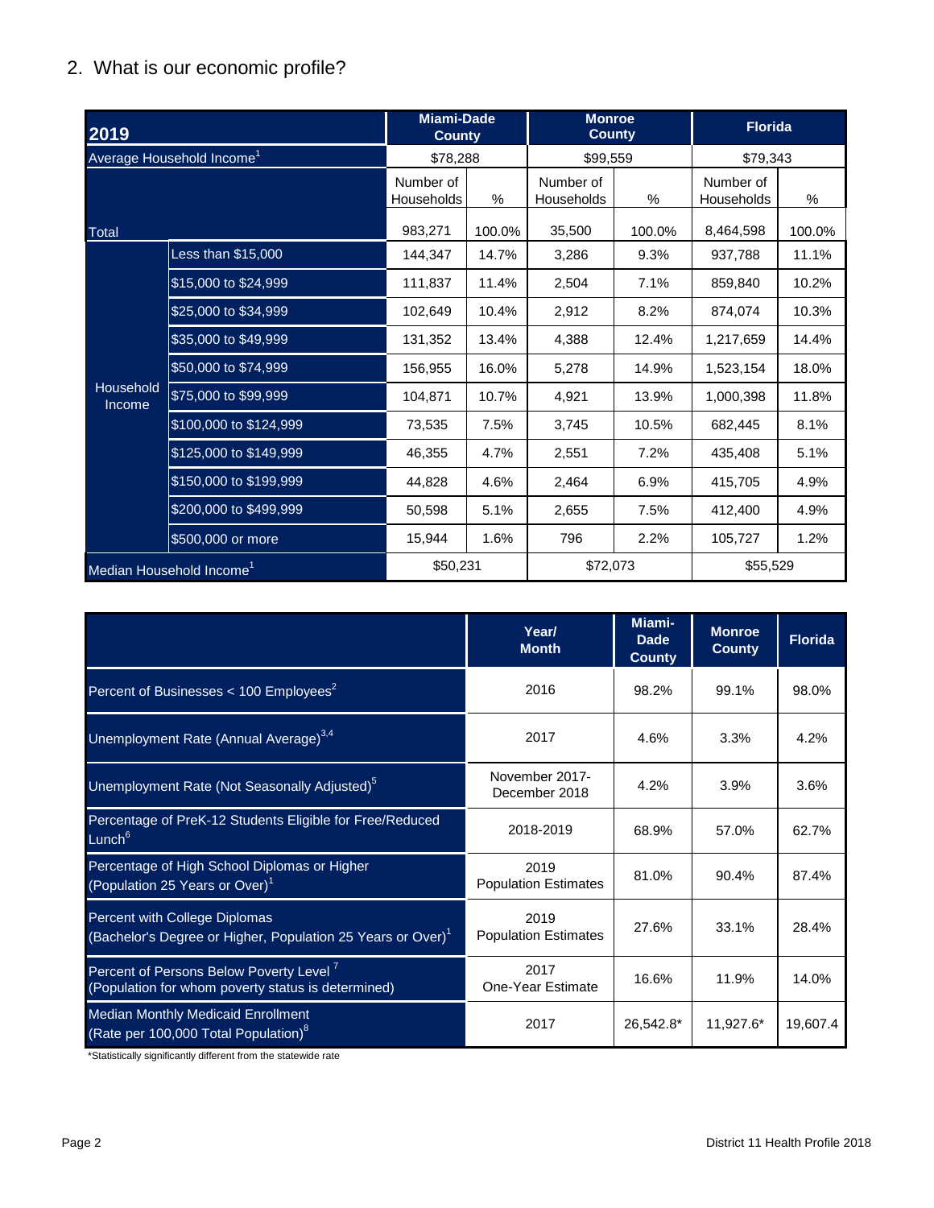## 2. What is our economic profile?

| 2019 | | Miami-Dade County | | Monroe County | | Florida | |
|---|---|---|---|---|---|---|---|
| Average Household Income[1] | | $78,288 | | $99,559 | | $79,343 | |
| | | Number of Households | % | Number of Households | % | Number of Households | % |
| Total | | 983,271 | 100.0% | 35,500 | 100.0% | 8,464,598 | 100.0% |
| Household Income | Less than $15,000 | 144,347 | 14.7% | 3,286 | 9.3% | 937,788 | 11.1% |
| | $15,000 to $24,999 | 111,837 | 11.4% | 2,504 | 7.1% | 859,840 | 10.2% |
| | $25,000 to $34,999 | 102,649 | 10.4% | 2,912 | 8.2% | 874,074 | 10.3% |
| | $35,000 to $49,999 | 131,352 | 13.4% | 4,388 | 12.4% | 1,217,659 | 14.4% |
| | $50,000 to $74,999 | 156,955 | 16.0% | 5,278 | 14.9% | 1,523,154 | 18.0% |
| | $75,000 to $99,999 | 104,871 | 10.7% | 4,921 | 13.9% | 1,000,398 | 11.8% |
| | $100,000 to $124,999 | 73,535 | 7.5% | 3,745 | 10.5% | 682,445 | 8.1% |
| | $125,000 to $149,999 | 46,355 | 4.7% | 2,551 | 7.2% | 435,408 | 5.1% |
| | $150,000 to $199,999 | 44,828 | 4.6% | 2,464 | 6.9% | 415,705 | 4.9% |
| | $200,000 to $499,999 | 50,598 | 5.1% | 2,655 | 7.5% | 412,400 | 4.9% |
| | $500,000 or more | 15,944 | 1.6% | 796 | 2.2% | 105,727 | 1.2% |
| Median Household Income[1] | | $50,231 | | $72,073 | | $55,529 | |

| | Year/ Month | Miami-Dade County | Monroe County | Florida |
|---|---|---|---|---|
| Percent of Businesses < 100 Employees[2] | 2016 | 98.2% | 99.1% | 98.0% |
| Unemployment Rate (Annual Average)[3,4] | 2017 | 4.6% | 3.3% | 4.2% |
| Unemployment Rate (Not Seasonally Adjusted)[5] | November 2017- December 2018 | 4.2% | 3.9% | 3.6% |
| Percentage of PreK-12 Students Eligible for Free/Reduced Lunch[6] | 2018-2019 | 68.9% | 57.0% | 62.7% |
| Percentage of High School Diplomas or Higher (Population 25 Years or Over)[1] | 2019 Population Estimates | 81.0% | 90.4% | 87.4% |
| Percent with College Diplomas (Bachelor's Degree or Higher, Population 25 Years or Over)[1] | 2019 Population Estimates | 27.6% | 33.1% | 28.4% |
| Percent of Persons Below Poverty Level[7] (Population for whom poverty status is determined) | 2017 One-Year Estimate | 16.6% | 11.9% | 14.0% |
| Median Monthly Medicaid Enrollment (Rate per 100,000 Total Population)[8] | 2017 | 26,542.8* | 11,927.6* | 19,607.4 |

*Statistically significantly different from the statewide rate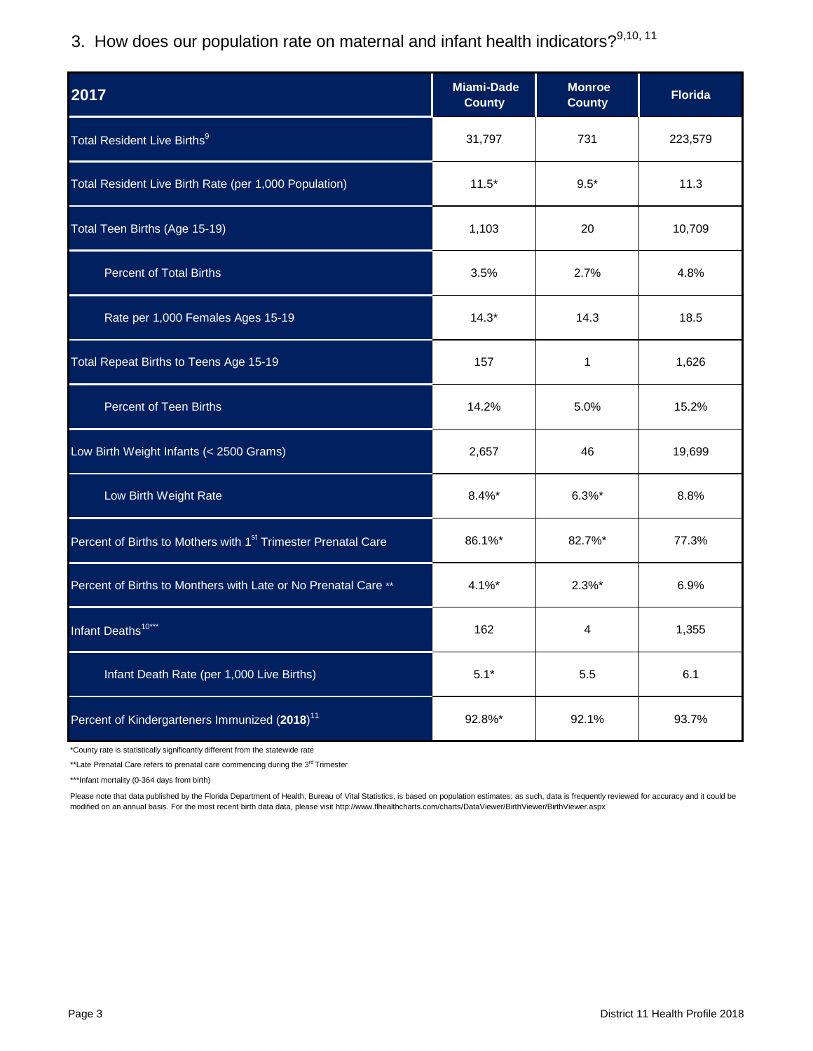## 3. How does our population rate on maternal and infant health indicators?[9,10, 11]

| 2017 | Miami-Dade County | Monroe County | Florida |
|---|---|---|---|
| Total Resident Live Births[9] | 31,797 | 731 | 223,579 |
| Total Resident Live Birth Rate (per 1,000 Population) | 11.5* | 9.5* | 11.3 |
| Total Teen Births (Age 15-19) | 1,103 | 20 | 10,709 |
| Percent of Total Births | 3.5% | 2.7% | 4.8% |
| Rate per 1,000 Females Ages 15-19 | 14.3* | 14.3 | 18.5 |
| Total Repeat Births to Teens Age 15-19 | 157 | 1 | 1,626 |
| Percent of Teen Births | 14.2% | 5.0% | 15.2% |
| Low Birth Weight Infants (< 2500 Grams) | 2,657 | 46 | 19,699 |
| Low Birth Weight Rate | 8.4%* | 6.3%* | 8.8% |
| Percent of Births to Mothers with 1st Trimester Prenatal Care | 86.1%* | 82.7%* | 77.3% |
| Percent of Births to Monthers with Late or No Prenatal Care ** | 4.1%* | 2.3%* | 6.9% |
| Infant Deaths[10***] | 162 | 4 | 1,355 |
| Infant Death Rate (per 1,000 Live Births) | 5.1* | 5.5 | 6.1 |
| Percent of Kindergarteners Immunized (**2018**)[11] | 92.8%* | 92.1% | 93.7% |

*County rate is statistically significantly different from the statewide rate

**Late Prenatal Care refers to prenatal care commencing during the 3rd Trimester

***Infant mortality (0-364 days from birth)

Please note that data published by the Florida Department of Health, Bureau of Vital Statistics, is based on population estimates; as such, data is frequently reviewed for accuracy and it could be modified on an annual basis. For the most recent birth data data, please visit http://www.flhealthcharts.com/charts/DataViewer/BirthViewer/BirthViewer.aspx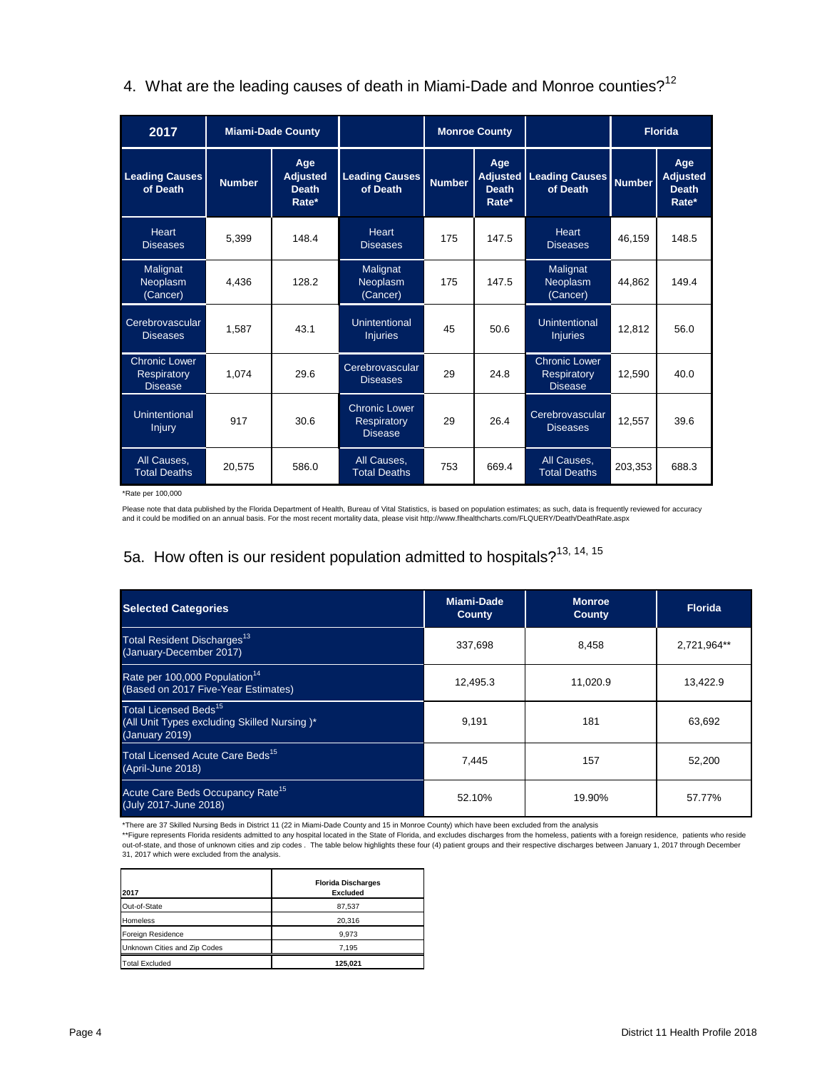## 4. What are the leading causes of death in Miami-Dade and Monroe counties?[12]

| 2017 | Miami-Dade County | | | Monroe County | | | Florida | |
|---|---|---|---|---|---|---|---|---|
| Leading Causes of Death | Number | Age Adjusted Death Rate* | Leading Causes of Death | Number | Age Adjusted Death Rate* | Leading Causes of Death | Number | Age Adjusted Death Rate* |
| Heart Diseases | 5,399 | 148.4 | Heart Diseases | 175 | 147.5 | Heart Diseases | 46,159 | 148.5 |
| Malignat Neoplasm (Cancer) | 4,436 | 128.2 | Malignat Neoplasm (Cancer) | 175 | 147.5 | Malignat Neoplasm (Cancer) | 44,862 | 149.4 |
| Cerebrovascular Diseases | 1,587 | 43.1 | Unintentional Injuries | 45 | 50.6 | Unintentional Injuries | 12,812 | 56.0 |
| Chronic Lower Respiratory Disease | 1,074 | 29.6 | Cerebrovascular Diseases | 29 | 24.8 | Chronic Lower Respiratory Disease | 12,590 | 40.0 |
| Unintentional Injury | 917 | 30.6 | Chronic Lower Respiratory Disease | 29 | 26.4 | Cerebrovascular Diseases | 12,557 | 39.6 |
| All Causes, Total Deaths | 20,575 | 586.0 | All Causes, Total Deaths | 753 | 669.4 | All Causes, Total Deaths | 203,353 | 688.3 |

*Rate per 100,000

Please note that data published by the Florida Department of Health, Bureau of Vital Statistics, is based on population estimates; as such, data is frequently reviewed for accuracy and it could be modified on an annual basis. For the most recent mortality data, please visit http://www.flhealthcharts.com/FLQUERY/Death/DeathRate.aspx

## 5a. How often is our resident population admitted to hospitals?[13, 14, 15]

| Selected Categories | Miami-Dade County | Monroe County | Florida |
|---|---|---|---|
| Total Resident Discharges[13] (January-December 2017) | 337,698 | 8,458 | 2,721,964** |
| Rate per 100,000 Population[14] (Based on 2017 Five-Year Estimates) | 12,495.3 | 11,020.9 | 13,422.9 |
| Total Licensed Beds[15] (All Unit Types excluding Skilled Nursing )* (January 2019) | 9,191 | 181 | 63,692 |
| Total Licensed Acute Care Beds[15] (April-June 2018) | 7,445 | 157 | 52,200 |
| Acute Care Beds Occupancy Rate[15] (July 2017-June 2018) | 52.10% | 19.90% | 57.77% |

*There are 37 Skilled Nursing Beds in District 11 (22 in Miami-Dade County and 15 in Monroe County) which have been excluded from the analysis

**Figure represents Florida residents admitted to any hospital located in the State of Florida, and excludes discharges from the homeless, patients with a foreign residence, patients who reside out-of-state, and those of unknown cities and zip codes . The table below highlights these four (4) patient groups and their respective discharges between January 1, 2017 through December 31, 2017 which were excluded from the analysis.

| 2017 | Florida Discharges Excluded |
|---|---|
| Out-of-State | 87,537 |
| Homeless | 20,316 |
| Foreign Residence | 9,973 |
| Unknown Cities and Zip Codes | 7,195 |
| Total Excluded | **125,021** |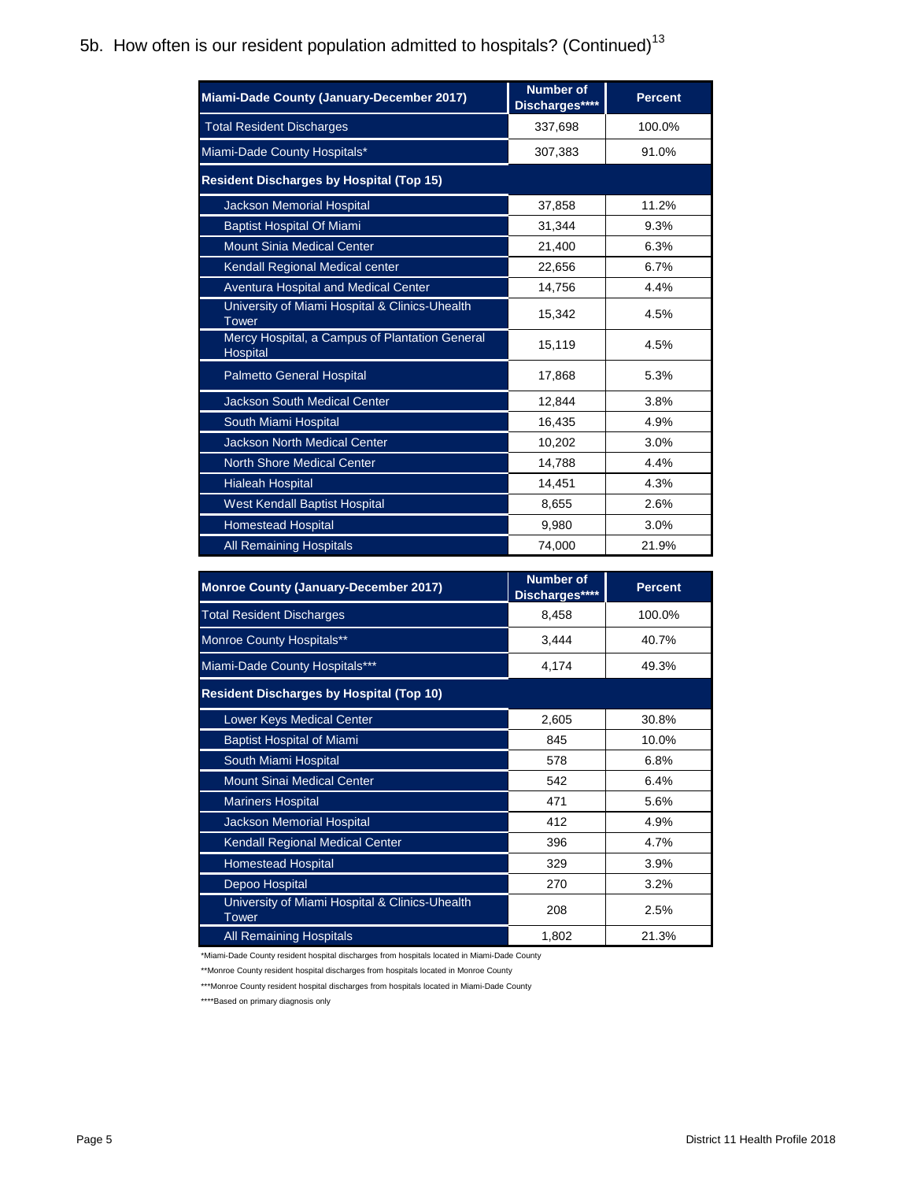## 5b. How often is our resident population admitted to hospitals? (Continued)[13]

| Miami-Dade County (January-December 2017) | Number of Discharges**** | Percent |
|---|---|---|
| Total Resident Discharges | 337,698 | 100.0% |
| Miami-Dade County Hospitals* | 307,383 | 91.0% |
| **Resident Discharges by Hospital (Top 15)** | | |
| Jackson Memorial Hospital | 37,858 | 11.2% |
| Baptist Hospital Of Miami | 31,344 | 9.3% |
| Mount Sinia Medical Center | 21,400 | 6.3% |
| Kendall Regional Medical center | 22,656 | 6.7% |
| Aventura Hospital and Medical Center | 14,756 | 4.4% |
| University of Miami Hospital & Clinics-Uhealth Tower | 15,342 | 4.5% |
| Mercy Hospital, a Campus of Plantation General Hospital | 15,119 | 4.5% |
| Palmetto General Hospital | 17,868 | 5.3% |
| Jackson South Medical Center | 12,844 | 3.8% |
| South Miami Hospital | 16,435 | 4.9% |
| Jackson North Medical Center | 10,202 | 3.0% |
| North Shore Medical Center | 14,788 | 4.4% |
| Hialeah Hospital | 14,451 | 4.3% |
| West Kendall Baptist Hospital | 8,655 | 2.6% |
| Homestead Hospital | 9,980 | 3.0% |
| All Remaining Hospitals | 74,000 | 21.9% |

| Monroe County (January-December 2017) | Number of Discharges**** | Percent |
|---|---|---|
| Total Resident Discharges | 8,458 | 100.0% |
| Monroe County Hospitals** | 3,444 | 40.7% |
| Miami-Dade County Hospitals*** | 4,174 | 49.3% |
| **Resident Discharges by Hospital (Top 10)** | | |
| Lower Keys Medical Center | 2,605 | 30.8% |
| Baptist Hospital of Miami | 845 | 10.0% |
| South Miami Hospital | 578 | 6.8% |
| Mount Sinai Medical Center | 542 | 6.4% |
| Mariners Hospital | 471 | 5.6% |
| Jackson Memorial Hospital | 412 | 4.9% |
| Kendall Regional Medical Center | 396 | 4.7% |
| Homestead Hospital | 329 | 3.9% |
| Depoo Hospital | 270 | 3.2% |
| University of Miami Hospital & Clinics-Uhealth Tower | 208 | 2.5% |
| All Remaining Hospitals | 1,802 | 21.3% |

*Miami-Dade County resident hospital discharges from hospitals located in Miami-Dade County

**Monroe County resident hospital discharges from hospitals located in Monroe County

***Monroe County resident hospital discharges from hospitals located in Miami-Dade County

****Based on primary diagnosis only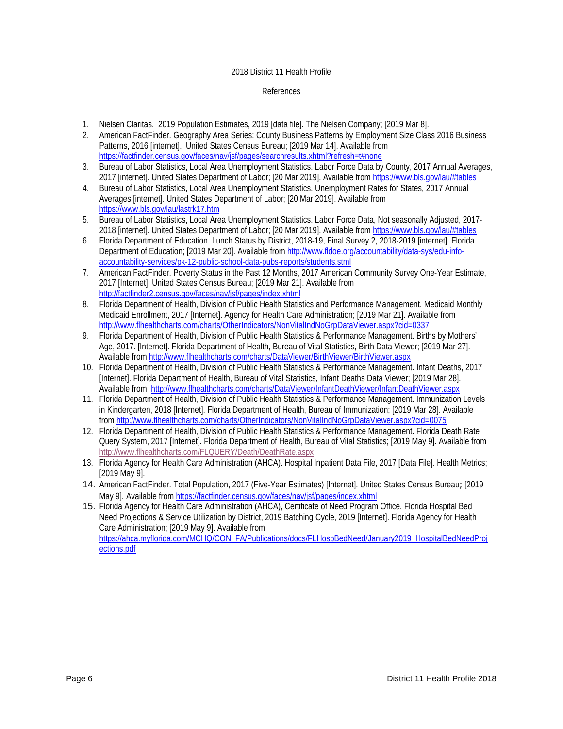2018 District 11 Health Profile

References

1. Nielsen Claritas. 2019 Population Estimates, 2019 [data file]. The Nielsen Company; [2019 Mar 8].
2. American FactFinder. Geography Area Series: County Business Patterns by Employment Size Class 2016 Business Patterns, 2016 [internet]. United States Census Bureau; [2019 Mar 14]. Available from https://factfinder.census.gov/faces/nav/jsf/pages/searchresults.xhtml?refresh=t#none
3. Bureau of Labor Statistics, Local Area Unemployment Statistics. Labor Force Data by County, 2017 Annual Averages, 2017 [internet]. United States Department of Labor; [20 Mar 2019]. Available from https://www.bls.gov/lau/#tables
4. Bureau of Labor Statistics, Local Area Unemployment Statistics. Unemployment Rates for States, 2017 Annual Averages [internet]. United States Department of Labor; [20 Mar 2019]. Available from https://www.bls.gov/lau/lastrk17.htm
5. Bureau of Labor Statistics, Local Area Unemployment Statistics. Labor Force Data, Not seasonally Adjusted, 2017-2018 [internet]. United States Department of Labor; [20 Mar 2019]. Available from https://www.bls.gov/lau/#tables
6. Florida Department of Education. Lunch Status by District, 2018-19, Final Survey 2, 2018-2019 [internet]. Florida Department of Education; [2019 Mar 20]. Available from http://www.fldoe.org/accountability/data-sys/edu-info-accountability-services/pk-12-public-school-data-pubs-reports/students.stml
7. American FactFinder. Poverty Status in the Past 12 Months, 2017 American Community Survey One-Year Estimate, 2017 [Internet]. United States Census Bureau; [2019 Mar 21]. Available from http://factfinder2.census.gov/faces/nav/jsf/pages/index.xhtml
8. Florida Department of Health, Division of Public Health Statistics and Performance Management. Medicaid Monthly Medicaid Enrollment, 2017 [Internet]. Agency for Health Care Administration; [2019 Mar 21]. Available from http://www.flhealthcharts.com/charts/OtherIndicators/NonVitalIndNoGrpDataViewer.aspx?cid=0337
9. Florida Department of Health, Division of Public Health Statistics & Performance Management. Births by Mothers' Age, 2017. [Internet]. Florida Department of Health, Bureau of Vital Statistics, Birth Data Viewer; [2019 Mar 27]. Available from http://www.flhealthcharts.com/charts/DataViewer/BirthViewer/BirthViewer.aspx
10. Florida Department of Health, Division of Public Health Statistics & Performance Management. Infant Deaths, 2017 [Internet]. Florida Department of Health, Bureau of Vital Statistics, Infant Deaths Data Viewer; [2019 Mar 28]. Available from http://www.flhealthcharts.com/charts/DataViewer/InfantDeathViewer/InfantDeathViewer.aspx
11. Florida Department of Health, Division of Public Health Statistics & Performance Management. Immunization Levels in Kindergarten, 2018 [Internet]. Florida Department of Health, Bureau of Immunization; [2019 Mar 28]. Available from http://www.flhealthcharts.com/charts/OtherIndicators/NonVitalIndNoGrpDataViewer.aspx?cid=0075
12. Florida Department of Health, Division of Public Health Statistics & Performance Management. Florida Death Rate Query System, 2017 [Internet]. Florida Department of Health, Bureau of Vital Statistics; [2019 May 9]. Available from http://www.flhealthcharts.com/FLQUERY/Death/DeathRate.aspx
13. Florida Agency for Health Care Administration (AHCA). Hospital Inpatient Data File, 2017 [Data File]. Health Metrics; [2019 May 9].
14. American FactFinder. Total Population, 2017 (Five-Year Estimates) [Internet]. United States Census Bureau; [2019 May 9]. Available from https://factfinder.census.gov/faces/nav/jsf/pages/index.xhtml
15. Florida Agency for Health Care Administration (AHCA), Certificate of Need Program Office. Florida Hospital Bed Need Projections & Service Utilization by District, 2019 Batching Cycle, 2019 [Internet]. Florida Agency for Health Care Administration; [2019 May 9]. Available from https://ahca.myflorida.com/MCHQ/CON_FA/Publications/docs/FLHospBedNeed/January2019_HospitalBedNeedProjections.pdf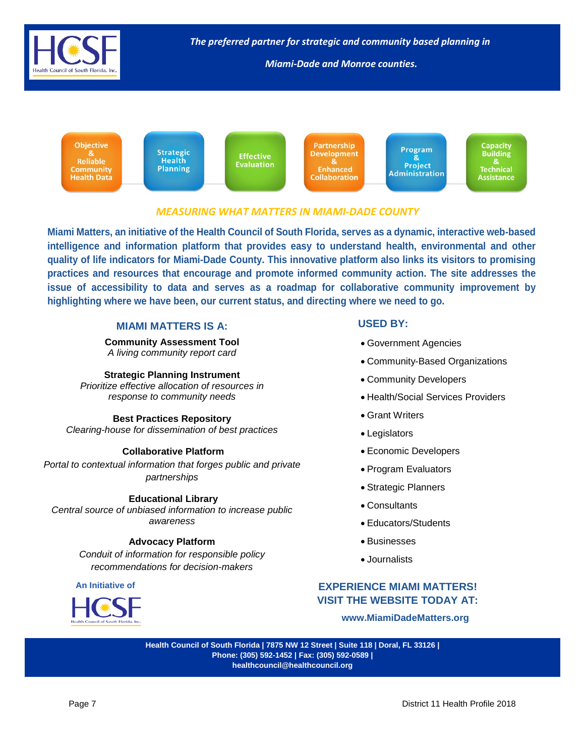*The preferred partner for strategic and community based planning in Miami-Dade and Monroe counties.*

Objective & Reliable Community Health Data

Strategic Health Planning

Effective Evaluation

Partnership Development & Enhanced Collaboration

Program & Project Administration

Capacity Building & Technical Assistance

## *MEASURING WHAT MATTERS IN MIAMI-DADE COUNTY*

**Miami Matters, an initiative of the Health Council of South Florida, serves as a dynamic, interactive web-based intelligence and information platform that provides easy to understand health, environmental and other quality of life indicators for Miami-Dade County. This innovative platform also links its visitors to promising practices and resources that encourage and promote informed community action. The site addresses the issue of accessibility to data and serves as a roadmap for collaborative community improvement by highlighting where we have been, our current status, and directing where we need to go.**

### MIAMI MATTERS IS A:

**Community Assessment Tool**
*A living community report card*

**Strategic Planning Instrument**
*Prioritize effective allocation of resources in response to community needs*

**Best Practices Repository**
*Clearing-house for dissemination of best practices*

**Collaborative Platform**
*Portal to contextual information that forges public and private partnerships*

**Educational Library**
*Central source of unbiased information to increase public awareness*

**Advocacy Platform**
*Conduit of information for responsible policy recommendations for decision-makers*

### USED BY:

- Government Agencies
- Community-Based Organizations
- Community Developers
- Health/Social Services Providers
- Grant Writers
- Legislators
- Economic Developers
- Program Evaluators
- Strategic Planners
- Consultants
- Educators/Students
- Businesses
- Journalists

**An Initiative of**

HCSF Health Council of South Florida, Inc.

### EXPERIENCE MIAMI MATTERS! VISIT THE WEBSITE TODAY AT:

**www.MiamiDadeMatters.org**

**Health Council of South Florida | 7875 NW 12 Street | Suite 118 | Doral, FL 33126 | Phone: (305) 592-1452 | Fax: (305) 592-0589 | healthcouncil@healthcouncil.org**